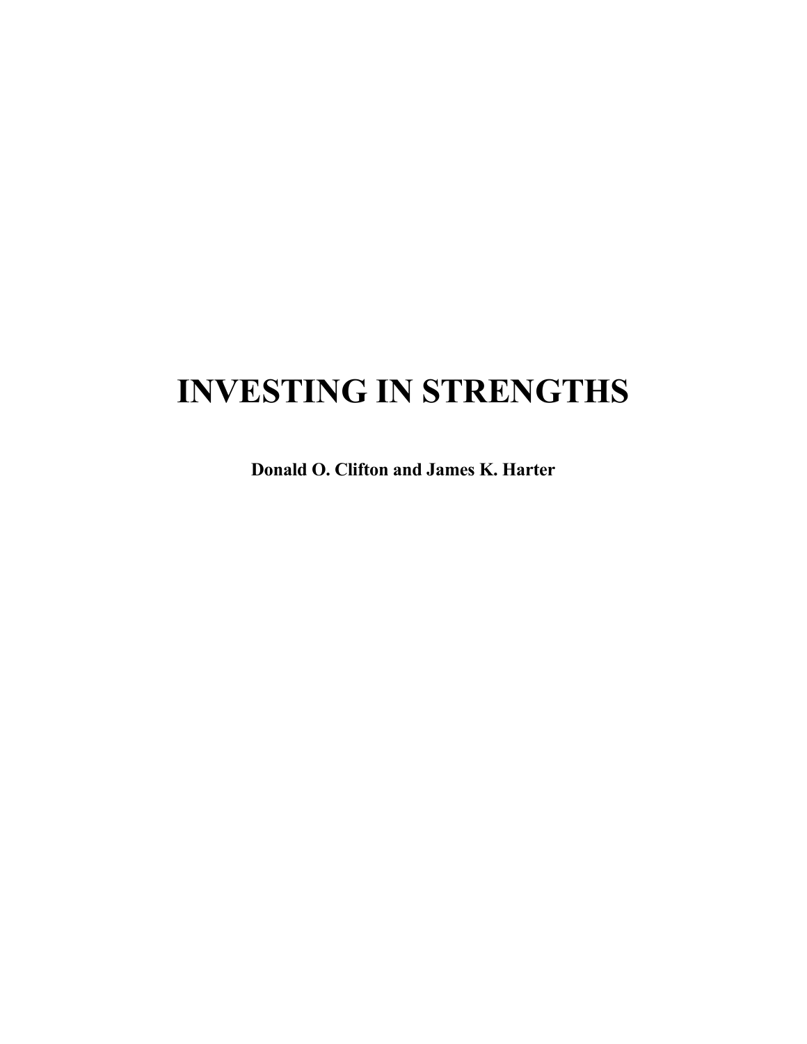# INVESTING IN STRENGTHS

**Donald O. Clifton and James K. Harter**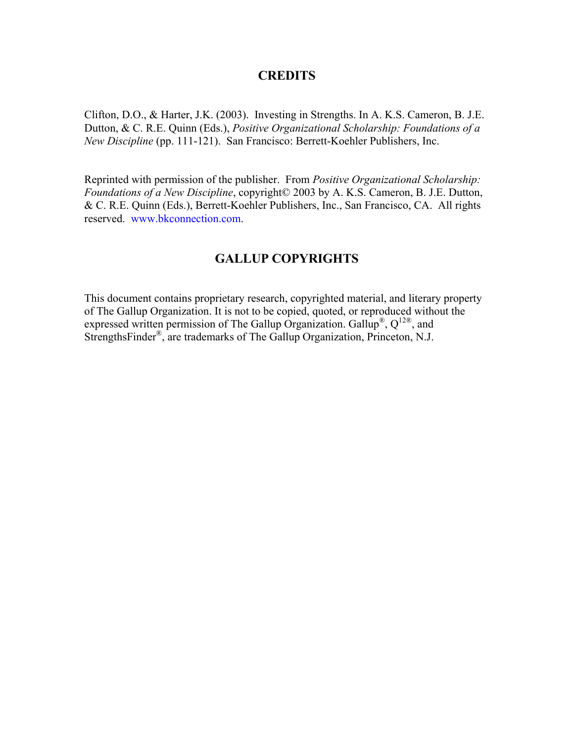## CREDITS

Clifton, D.O., & Harter, J.K. (2003). Investing in Strengths. In A. K.S. Cameron, B. J.E. Dutton, & C. R.E. Quinn (Eds.), *Positive Organizational Scholarship: Foundations of a New Discipline* (pp. 111-121). San Francisco: Berrett-Koehler Publishers, Inc.

Reprinted with permission of the publisher. From *Positive Organizational Scholarship: Foundations of a New Discipline*, copyright© 2003 by A. K.S. Cameron, B. J.E. Dutton, & C. R.E. Quinn (Eds.), Berrett-Koehler Publishers, Inc., San Francisco, CA. All rights reserved. www.bkconnection.com.

## GALLUP COPYRIGHTS

This document contains proprietary research, copyrighted material, and literary property of The Gallup Organization. It is not to be copied, quoted, or reproduced without the expressed written permission of The Gallup Organization. Gallup®, Q12®, and StrengthsFinder®, are trademarks of The Gallup Organization, Princeton, N.J.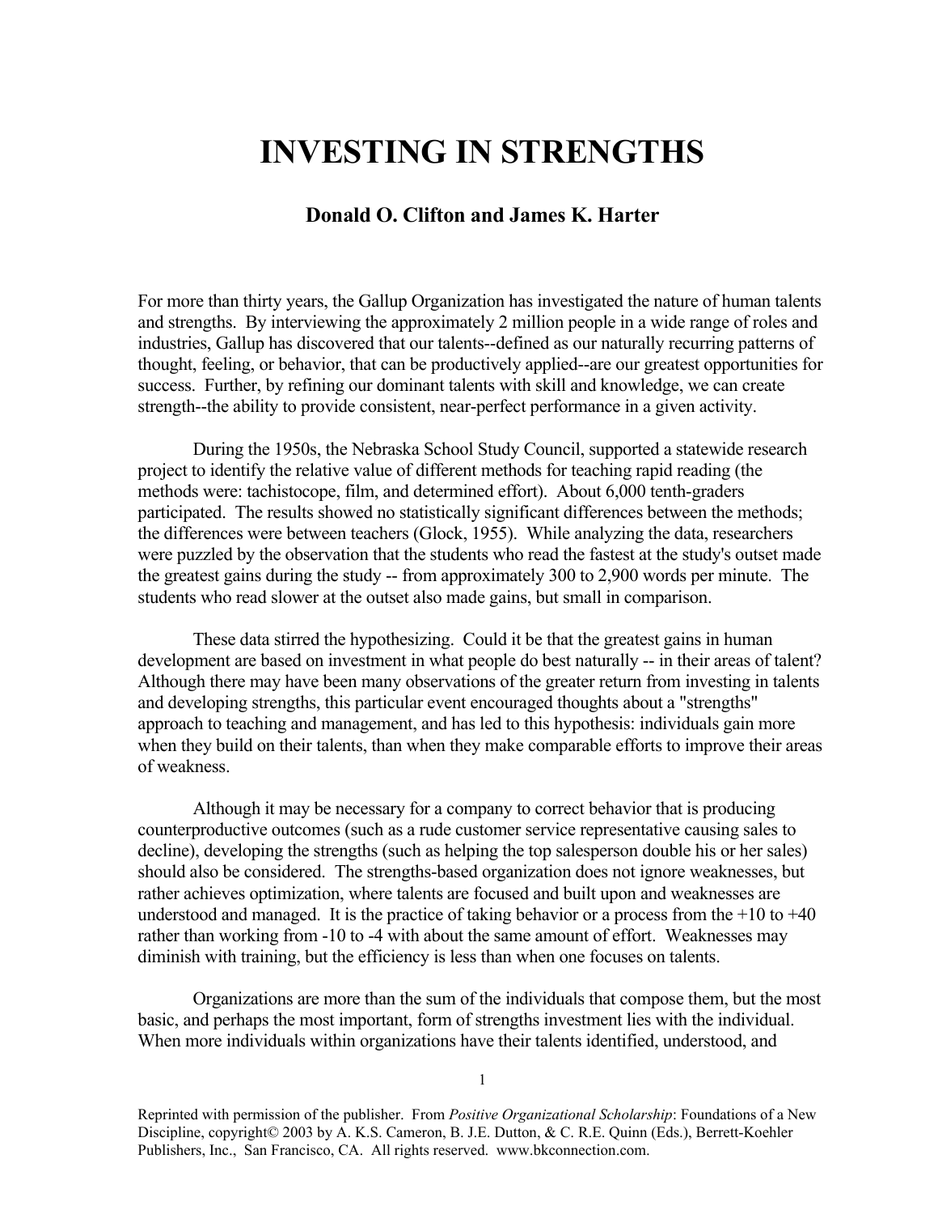# INVESTING IN STRENGTHS

### Donald O. Clifton and James K. Harter

For more than thirty years, the Gallup Organization has investigated the nature of human talents and strengths. By interviewing the approximately 2 million people in a wide range of roles and industries, Gallup has discovered that our talents--defined as our naturally recurring patterns of thought, feeling, or behavior, that can be productively applied--are our greatest opportunities for success. Further, by refining our dominant talents with skill and knowledge, we can create strength--the ability to provide consistent, near-perfect performance in a given activity.

During the 1950s, the Nebraska School Study Council, supported a statewide research project to identify the relative value of different methods for teaching rapid reading (the methods were: tachistocope, film, and determined effort). About 6,000 tenth-graders participated. The results showed no statistically significant differences between the methods; the differences were between teachers (Glock, 1955). While analyzing the data, researchers were puzzled by the observation that the students who read the fastest at the study's outset made the greatest gains during the study -- from approximately 300 to 2,900 words per minute. The students who read slower at the outset also made gains, but small in comparison.

These data stirred the hypothesizing. Could it be that the greatest gains in human development are based on investment in what people do best naturally -- in their areas of talent? Although there may have been many observations of the greater return from investing in talents and developing strengths, this particular event encouraged thoughts about a "strengths" approach to teaching and management, and has led to this hypothesis: individuals gain more when they build on their talents, than when they make comparable efforts to improve their areas of weakness.

Although it may be necessary for a company to correct behavior that is producing counterproductive outcomes (such as a rude customer service representative causing sales to decline), developing the strengths (such as helping the top salesperson double his or her sales) should also be considered. The strengths-based organization does not ignore weaknesses, but rather achieves optimization, where talents are focused and built upon and weaknesses are understood and managed. It is the practice of taking behavior or a process from the +10 to +40 rather than working from -10 to -4 with about the same amount of effort. Weaknesses may diminish with training, but the efficiency is less than when one focuses on talents.

Organizations are more than the sum of the individuals that compose them, but the most basic, and perhaps the most important, form of strengths investment lies with the individual. When more individuals within organizations have their talents identified, understood, and

Reprinted with permission of the publisher. From *Positive Organizational Scholarship*: Foundations of a New Discipline, copyright© 2003 by A. K.S. Cameron, B. J.E. Dutton, & C. R.E. Quinn (Eds.), Berrett-Koehler Publishers, Inc., San Francisco, CA. All rights reserved. www.bkconnection.com.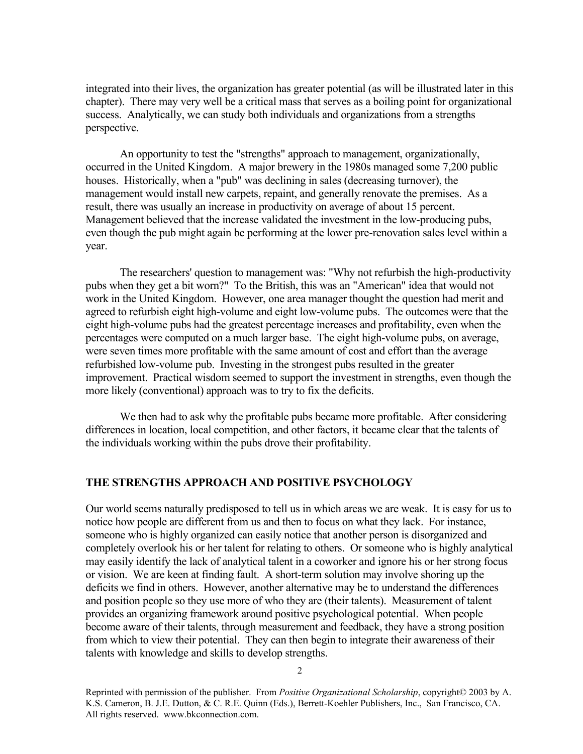integrated into their lives, the organization has greater potential (as will be illustrated later in this chapter). There may very well be a critical mass that serves as a boiling point for organizational success. Analytically, we can study both individuals and organizations from a strengths perspective.

An opportunity to test the "strengths" approach to management, organizationally, occurred in the United Kingdom. A major brewery in the 1980s managed some 7,200 public houses. Historically, when a "pub" was declining in sales (decreasing turnover), the management would install new carpets, repaint, and generally renovate the premises. As a result, there was usually an increase in productivity on average of about 15 percent. Management believed that the increase validated the investment in the low-producing pubs, even though the pub might again be performing at the lower pre-renovation sales level within a year.

The researchers' question to management was: "Why not refurbish the high-productivity pubs when they get a bit worn?" To the British, this was an "American" idea that would not work in the United Kingdom. However, one area manager thought the question had merit and agreed to refurbish eight high-volume and eight low-volume pubs. The outcomes were that the eight high-volume pubs had the greatest percentage increases and profitability, even when the percentages were computed on a much larger base. The eight high-volume pubs, on average, were seven times more profitable with the same amount of cost and effort than the average refurbished low-volume pub. Investing in the strongest pubs resulted in the greater improvement. Practical wisdom seemed to support the investment in strengths, even though the more likely (conventional) approach was to try to fix the deficits.

We then had to ask why the profitable pubs became more profitable. After considering differences in location, local competition, and other factors, it became clear that the talents of the individuals working within the pubs drove their profitability.

## THE STRENGTHS APPROACH AND POSITIVE PSYCHOLOGY

Our world seems naturally predisposed to tell us in which areas we are weak. It is easy for us to notice how people are different from us and then to focus on what they lack. For instance, someone who is highly organized can easily notice that another person is disorganized and completely overlook his or her talent for relating to others. Or someone who is highly analytical may easily identify the lack of analytical talent in a coworker and ignore his or her strong focus or vision. We are keen at finding fault. A short-term solution may involve shoring up the deficits we find in others. However, another alternative may be to understand the differences and position people so they use more of who they are (their talents). Measurement of talent provides an organizing framework around positive psychological potential. When people become aware of their talents, through measurement and feedback, they have a strong position from which to view their potential. They can then begin to integrate their awareness of their talents with knowledge and skills to develop strengths.

Reprinted with permission of the publisher. From *Positive Organizational Scholarship*, copyright© 2003 by A. K.S. Cameron, B. J.E. Dutton, & C. R.E. Quinn (Eds.), Berrett-Koehler Publishers, Inc., San Francisco, CA. All rights reserved. www.bkconnection.com.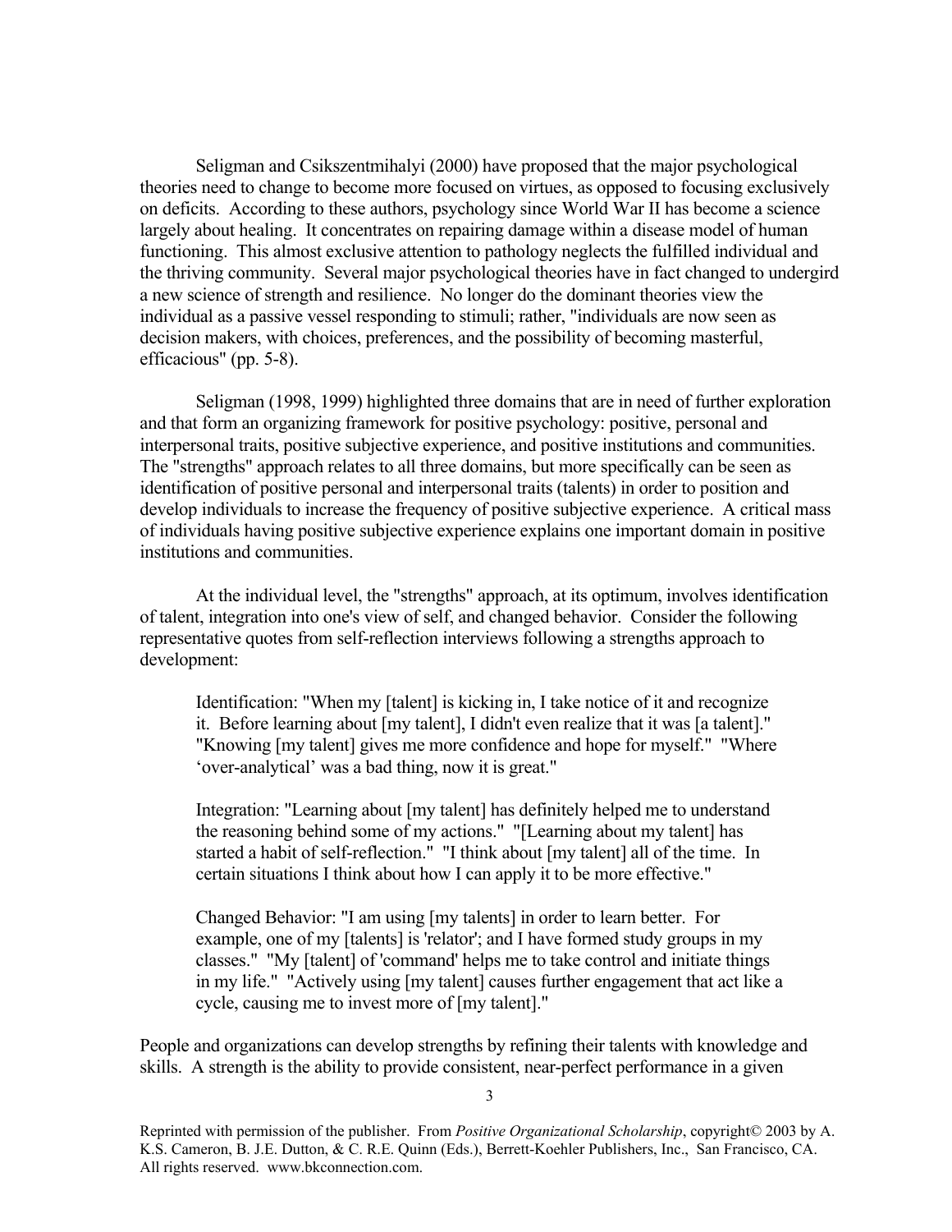Seligman and Csikszentmihalyi (2000) have proposed that the major psychological theories need to change to become more focused on virtues, as opposed to focusing exclusively on deficits. According to these authors, psychology since World War II has become a science largely about healing. It concentrates on repairing damage within a disease model of human functioning. This almost exclusive attention to pathology neglects the fulfilled individual and the thriving community. Several major psychological theories have in fact changed to undergird a new science of strength and resilience. No longer do the dominant theories view the individual as a passive vessel responding to stimuli; rather, "individuals are now seen as decision makers, with choices, preferences, and the possibility of becoming masterful, efficacious" (pp. 5-8).

Seligman (1998, 1999) highlighted three domains that are in need of further exploration and that form an organizing framework for positive psychology: positive, personal and interpersonal traits, positive subjective experience, and positive institutions and communities. The "strengths" approach relates to all three domains, but more specifically can be seen as identification of positive personal and interpersonal traits (talents) in order to position and develop individuals to increase the frequency of positive subjective experience. A critical mass of individuals having positive subjective experience explains one important domain in positive institutions and communities.

At the individual level, the "strengths" approach, at its optimum, involves identification of talent, integration into one's view of self, and changed behavior. Consider the following representative quotes from self-reflection interviews following a strengths approach to development:

> Identification: "When my [talent] is kicking in, I take notice of it and recognize it. Before learning about [my talent], I didn't even realize that it was [a talent]." "Knowing [my talent] gives me more confidence and hope for myself." "Where 'over-analytical' was a bad thing, now it is great."
>
> Integration: "Learning about [my talent] has definitely helped me to understand the reasoning behind some of my actions." "[Learning about my talent] has started a habit of self-reflection." "I think about [my talent] all of the time. In certain situations I think about how I can apply it to be more effective."
>
> Changed Behavior: "I am using [my talents] in order to learn better. For example, one of my [talents] is 'relator'; and I have formed study groups in my classes." "My [talent] of 'command' helps me to take control and initiate things in my life." "Actively using [my talent] causes further engagement that act like a cycle, causing me to invest more of [my talent]."

People and organizations can develop strengths by refining their talents with knowledge and skills. A strength is the ability to provide consistent, near-perfect performance in a given

Reprinted with permission of the publisher. From *Positive Organizational Scholarship*, copyright© 2003 by A. K.S. Cameron, B. J.E. Dutton, & C. R.E. Quinn (Eds.), Berrett-Koehler Publishers, Inc., San Francisco, CA. All rights reserved. www.bkconnection.com.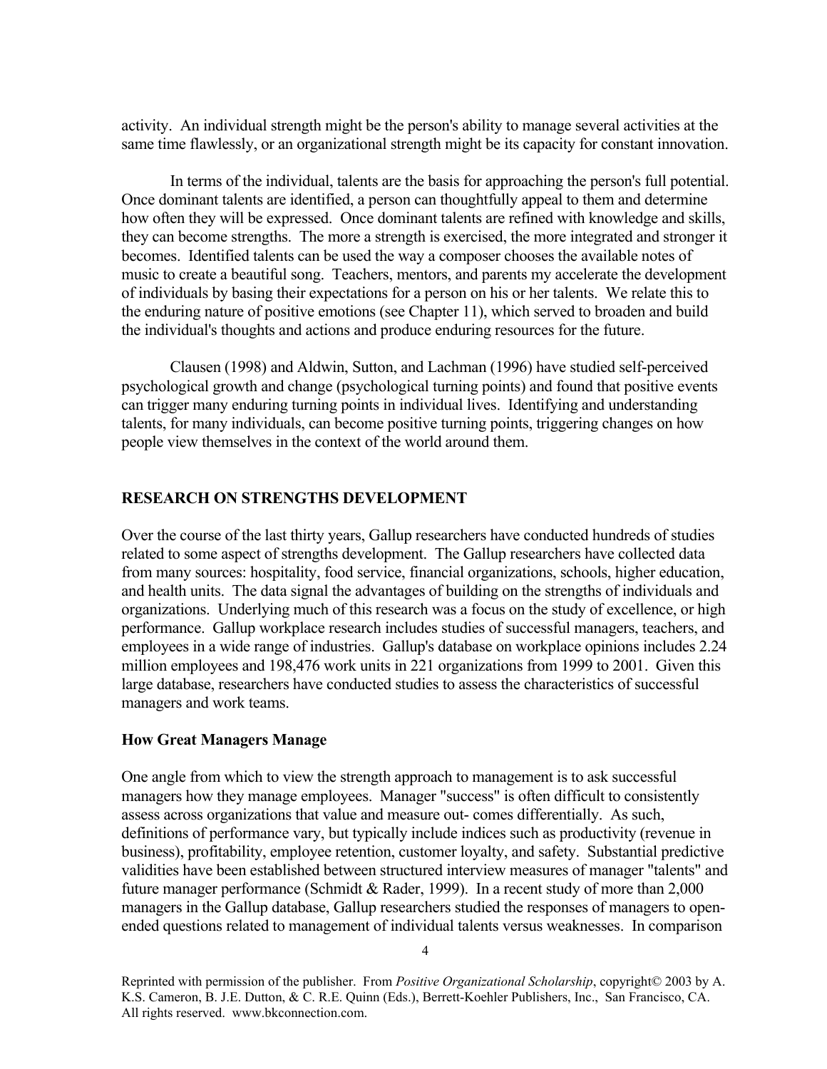activity. An individual strength might be the person's ability to manage several activities at the same time flawlessly, or an organizational strength might be its capacity for constant innovation.

In terms of the individual, talents are the basis for approaching the person's full potential. Once dominant talents are identified, a person can thoughtfully appeal to them and determine how often they will be expressed. Once dominant talents are refined with knowledge and skills, they can become strengths. The more a strength is exercised, the more integrated and stronger it becomes. Identified talents can be used the way a composer chooses the available notes of music to create a beautiful song. Teachers, mentors, and parents my accelerate the development of individuals by basing their expectations for a person on his or her talents. We relate this to the enduring nature of positive emotions (see Chapter 11), which served to broaden and build the individual's thoughts and actions and produce enduring resources for the future.

Clausen (1998) and Aldwin, Sutton, and Lachman (1996) have studied self-perceived psychological growth and change (psychological turning points) and found that positive events can trigger many enduring turning points in individual lives. Identifying and understanding talents, for many individuals, can become positive turning points, triggering changes on how people view themselves in the context of the world around them.

## RESEARCH ON STRENGTHS DEVELOPMENT

Over the course of the last thirty years, Gallup researchers have conducted hundreds of studies related to some aspect of strengths development. The Gallup researchers have collected data from many sources: hospitality, food service, financial organizations, schools, higher education, and health units. The data signal the advantages of building on the strengths of individuals and organizations. Underlying much of this research was a focus on the study of excellence, or high performance. Gallup workplace research includes studies of successful managers, teachers, and employees in a wide range of industries. Gallup's database on workplace opinions includes 2.24 million employees and 198,476 work units in 221 organizations from 1999 to 2001. Given this large database, researchers have conducted studies to assess the characteristics of successful managers and work teams.

### How Great Managers Manage

One angle from which to view the strength approach to management is to ask successful managers how they manage employees. Manager "success" is often difficult to consistently assess across organizations that value and measure out- comes differentially. As such, definitions of performance vary, but typically include indices such as productivity (revenue in business), profitability, employee retention, customer loyalty, and safety. Substantial predictive validities have been established between structured interview measures of manager "talents" and future manager performance (Schmidt & Rader, 1999). In a recent study of more than 2,000 managers in the Gallup database, Gallup researchers studied the responses of managers to open-ended questions related to management of individual talents versus weaknesses. In comparison

Reprinted with permission of the publisher. From *Positive Organizational Scholarship*, copyright© 2003 by A. K.S. Cameron, B. J.E. Dutton, & C. R.E. Quinn (Eds.), Berrett-Koehler Publishers, Inc., San Francisco, CA. All rights reserved. www.bkconnection.com.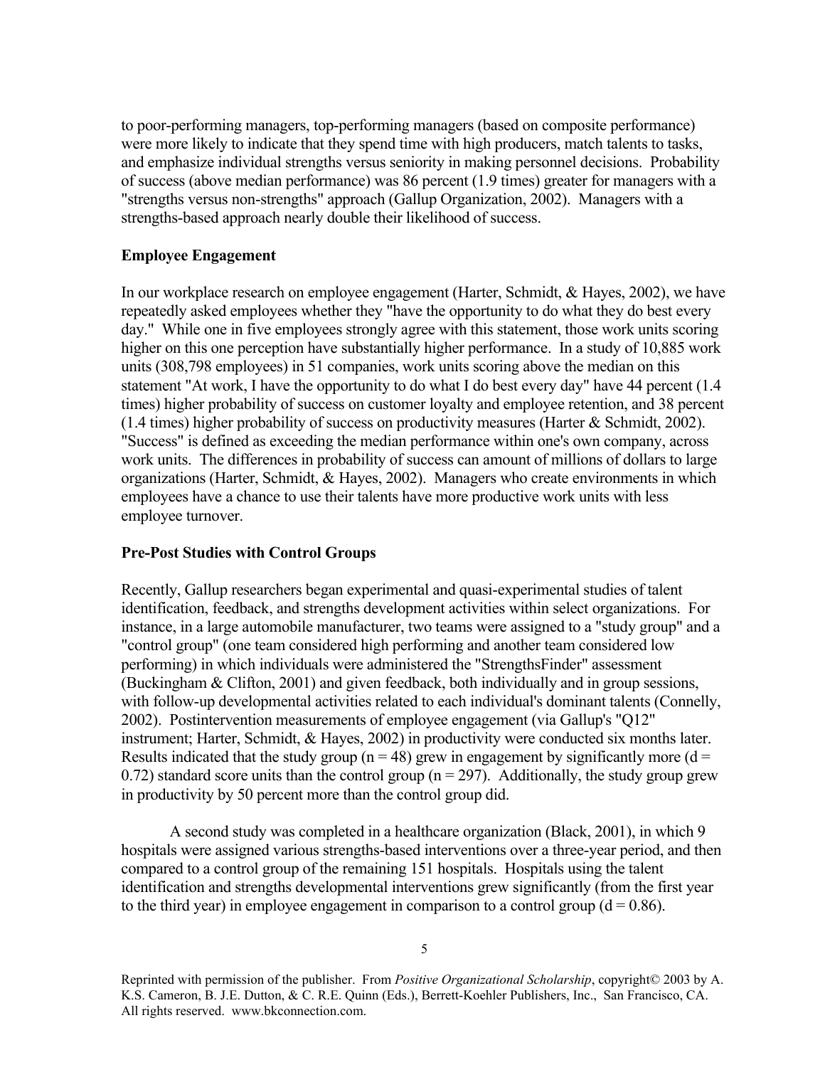to poor-performing managers, top-performing managers (based on composite performance) were more likely to indicate that they spend time with high producers, match talents to tasks, and emphasize individual strengths versus seniority in making personnel decisions. Probability of success (above median performance) was 86 percent (1.9 times) greater for managers with a "strengths versus non-strengths" approach (Gallup Organization, 2002). Managers with a strengths-based approach nearly double their likelihood of success.

**Employee Engagement**

In our workplace research on employee engagement (Harter, Schmidt, & Hayes, 2002), we have repeatedly asked employees whether they "have the opportunity to do what they do best every day." While one in five employees strongly agree with this statement, those work units scoring higher on this one perception have substantially higher performance. In a study of 10,885 work units (308,798 employees) in 51 companies, work units scoring above the median on this statement "At work, I have the opportunity to do what I do best every day" have 44 percent (1.4 times) higher probability of success on customer loyalty and employee retention, and 38 percent (1.4 times) higher probability of success on productivity measures (Harter & Schmidt, 2002). "Success" is defined as exceeding the median performance within one's own company, across work units. The differences in probability of success can amount of millions of dollars to large organizations (Harter, Schmidt, & Hayes, 2002). Managers who create environments in which employees have a chance to use their talents have more productive work units with less employee turnover.

**Pre-Post Studies with Control Groups**

Recently, Gallup researchers began experimental and quasi-experimental studies of talent identification, feedback, and strengths development activities within select organizations. For instance, in a large automobile manufacturer, two teams were assigned to a "study group" and a "control group" (one team considered high performing and another team considered low performing) in which individuals were administered the "StrengthsFinder" assessment (Buckingham & Clifton, 2001) and given feedback, both individually and in group sessions, with follow-up developmental activities related to each individual's dominant talents (Connelly, 2002). Postintervention measurements of employee engagement (via Gallup's "Q12" instrument; Harter, Schmidt, & Hayes, 2002) in productivity were conducted six months later. Results indicated that the study group ($n = 48$) grew in engagement by significantly more ($d = 0.72$) standard score units than the control group ($n = 297$). Additionally, the study group grew in productivity by 50 percent more than the control group did.

A second study was completed in a healthcare organization (Black, 2001), in which 9 hospitals were assigned various strengths-based interventions over a three-year period, and then compared to a control group of the remaining 151 hospitals. Hospitals using the talent identification and strengths developmental interventions grew significantly (from the first year to the third year) in employee engagement in comparison to a control group ($d = 0.86$).

Reprinted with permission of the publisher. From *Positive Organizational Scholarship*, copyright© 2003 by A. K.S. Cameron, B. J.E. Dutton, & C. R.E. Quinn (Eds.), Berrett-Koehler Publishers, Inc., San Francisco, CA. All rights reserved. www.bkconnection.com.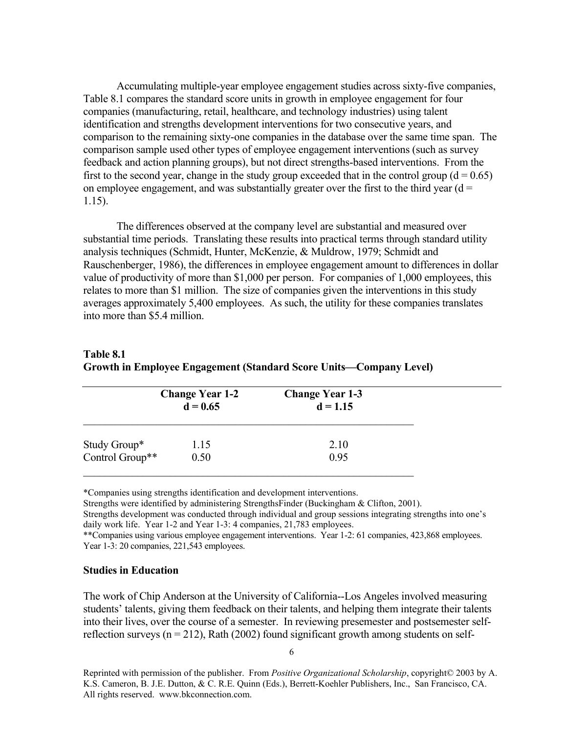Accumulating multiple-year employee engagement studies across sixty-five companies, Table 8.1 compares the standard score units in growth in employee engagement for four companies (manufacturing, retail, healthcare, and technology industries) using talent identification and strengths development interventions for two consecutive years, and comparison to the remaining sixty-one companies in the database over the same time span. The comparison sample used other types of employee engagement interventions (such as survey feedback and action planning groups), but not direct strengths-based interventions. From the first to the second year, change in the study group exceeded that in the control group ($d = 0.65$) on employee engagement, and was substantially greater over the first to the third year ($d = 1.15$).

The differences observed at the company level are substantial and measured over substantial time periods. Translating these results into practical terms through standard utility analysis techniques (Schmidt, Hunter, McKenzie, & Muldrow, 1979; Schmidt and Rauschenberger, 1986), the differences in employee engagement amount to differences in dollar value of productivity of more than $1,000 per person. For companies of 1,000 employees, this relates to more than $1 million. The size of companies given the interventions in this study averages approximately 5,400 employees. As such, the utility for these companies translates into more than $5.4 million.

**Table 8.1**
**Growth in Employee Engagement (Standard Score Units—Company Level)**

| | **Change Year 1-2 $d = 0.65$** | **Change Year 1-3 $d = 1.15$** |
|---|---|---|
| Study Group* | 1.15 | 2.10 |
| Control Group** | 0.50 | 0.95 |

*Companies using strengths identification and development interventions.
Strengths were identified by administering StrengthsFinder (Buckingham & Clifton, 2001).
Strengths development was conducted through individual and group sessions integrating strengths into one's daily work life. Year 1-2 and Year 1-3: 4 companies, 21,783 employees.
**Companies using various employee engagement interventions. Year 1-2: 61 companies, 423,868 employees. Year 1-3: 20 companies, 221,543 employees.

### Studies in Education

The work of Chip Anderson at the University of California--Los Angeles involved measuring students' talents, giving them feedback on their talents, and helping them integrate their talents into their lives, over the course of a semester. In reviewing presemester and postsemester self-reflection surveys ($n = 212$), Rath (2002) found significant growth among students on self-

Reprinted with permission of the publisher. From *Positive Organizational Scholarship*, copyright© 2003 by A. K.S. Cameron, B. J.E. Dutton, & C. R.E. Quinn (Eds.), Berrett-Koehler Publishers, Inc., San Francisco, CA. All rights reserved. www.bkconnection.com.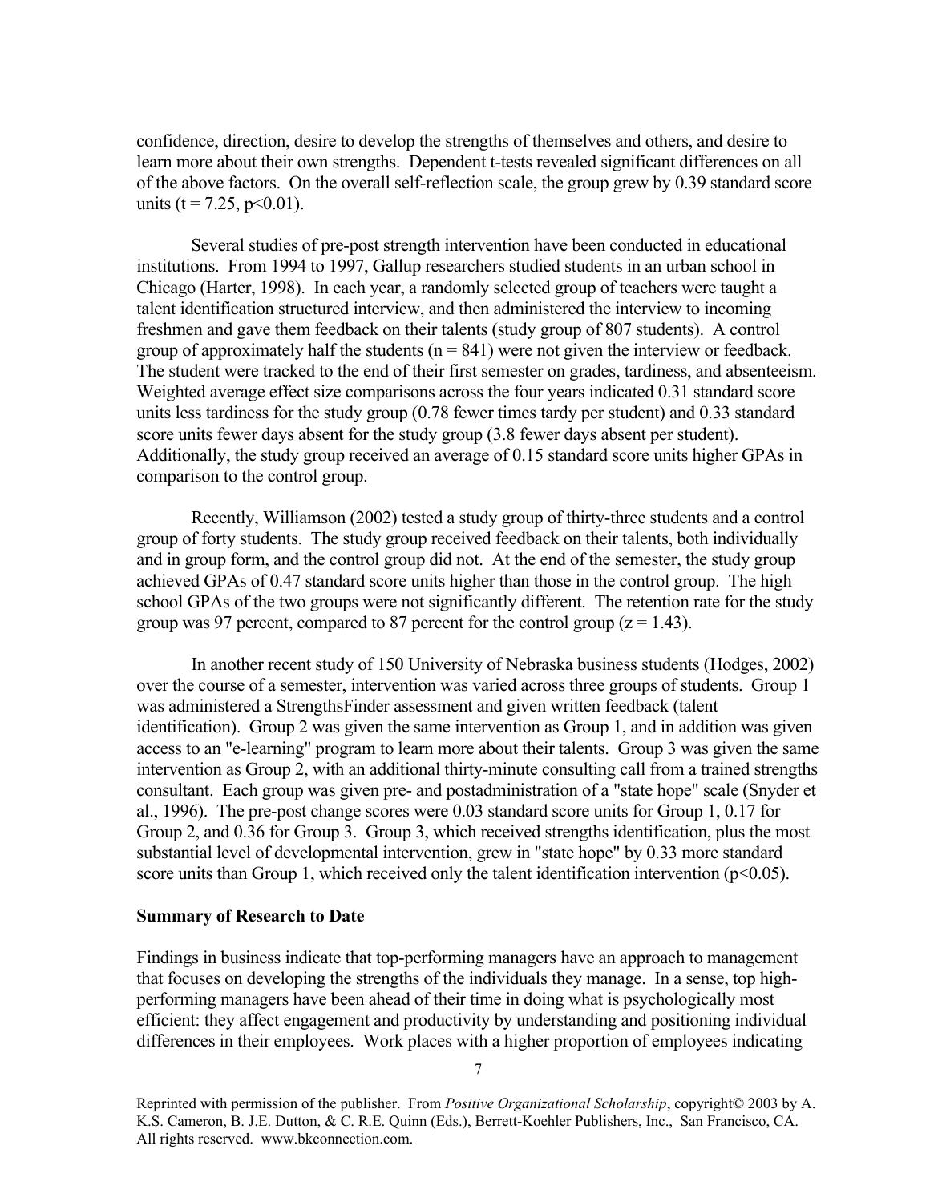confidence, direction, desire to develop the strengths of themselves and others, and desire to learn more about their own strengths. Dependent t-tests revealed significant differences on all of the above factors. On the overall self-reflection scale, the group grew by 0.39 standard score units ($t = 7.25$, $p<0.01$).

Several studies of pre-post strength intervention have been conducted in educational institutions. From 1994 to 1997, Gallup researchers studied students in an urban school in Chicago (Harter, 1998). In each year, a randomly selected group of teachers were taught a talent identification structured interview, and then administered the interview to incoming freshmen and gave them feedback on their talents (study group of 807 students). A control group of approximately half the students ($n = 841$) were not given the interview or feedback. The student were tracked to the end of their first semester on grades, tardiness, and absenteeism. Weighted average effect size comparisons across the four years indicated 0.31 standard score units less tardiness for the study group (0.78 fewer times tardy per student) and 0.33 standard score units fewer days absent for the study group (3.8 fewer days absent per student). Additionally, the study group received an average of 0.15 standard score units higher GPAs in comparison to the control group.

Recently, Williamson (2002) tested a study group of thirty-three students and a control group of forty students. The study group received feedback on their talents, both individually and in group form, and the control group did not. At the end of the semester, the study group achieved GPAs of 0.47 standard score units higher than those in the control group. The high school GPAs of the two groups were not significantly different. The retention rate for the study group was 97 percent, compared to 87 percent for the control group ($z = 1.43$).

In another recent study of 150 University of Nebraska business students (Hodges, 2002) over the course of a semester, intervention was varied across three groups of students. Group 1 was administered a StrengthsFinder assessment and given written feedback (talent identification). Group 2 was given the same intervention as Group 1, and in addition was given access to an "e-learning" program to learn more about their talents. Group 3 was given the same intervention as Group 2, with an additional thirty-minute consulting call from a trained strengths consultant. Each group was given pre- and postadministration of a "state hope" scale (Snyder et al., 1996). The pre-post change scores were 0.03 standard score units for Group 1, 0.17 for Group 2, and 0.36 for Group 3. Group 3, which received strengths identification, plus the most substantial level of developmental intervention, grew in "state hope" by 0.33 more standard score units than Group 1, which received only the talent identification intervention ($p<0.05$).

**Summary of Research to Date**

Findings in business indicate that top-performing managers have an approach to management that focuses on developing the strengths of the individuals they manage. In a sense, top high-performing managers have been ahead of their time in doing what is psychologically most efficient: they affect engagement and productivity by understanding and positioning individual differences in their employees. Work places with a higher proportion of employees indicating

Reprinted with permission of the publisher. From *Positive Organizational Scholarship*, copyright© 2003 by A. K.S. Cameron, B. J.E. Dutton, & C. R.E. Quinn (Eds.), Berrett-Koehler Publishers, Inc., San Francisco, CA. All rights reserved. www.bkconnection.com.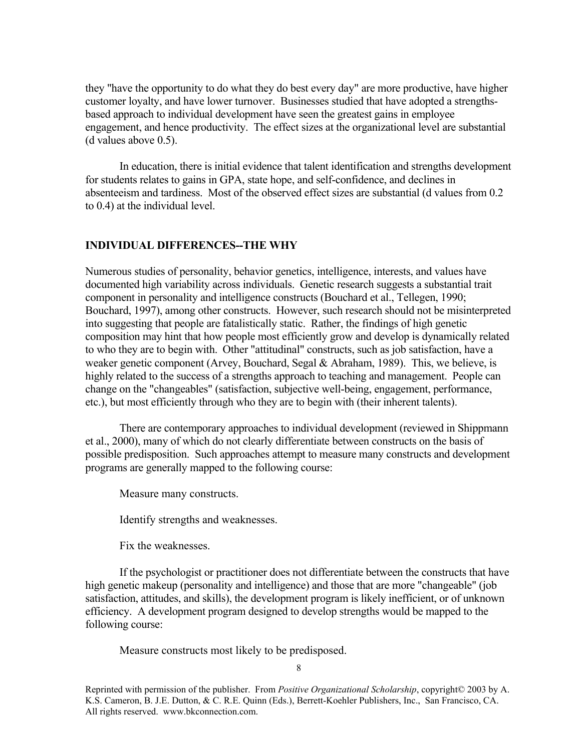they "have the opportunity to do what they do best every day" are more productive, have higher customer loyalty, and have lower turnover. Businesses studied that have adopted a strengths-based approach to individual development have seen the greatest gains in employee engagement, and hence productivity. The effect sizes at the organizational level are substantial (d values above 0.5).

In education, there is initial evidence that talent identification and strengths development for students relates to gains in GPA, state hope, and self-confidence, and declines in absenteeism and tardiness. Most of the observed effect sizes are substantial (d values from 0.2 to 0.4) at the individual level.

## INDIVIDUAL DIFFERENCES--THE WHY

Numerous studies of personality, behavior genetics, intelligence, interests, and values have documented high variability across individuals. Genetic research suggests a substantial trait component in personality and intelligence constructs (Bouchard et al., Tellegen, 1990; Bouchard, 1997), among other constructs. However, such research should not be misinterpreted into suggesting that people are fatalistically static. Rather, the findings of high genetic composition may hint that how people most efficiently grow and develop is dynamically related to who they are to begin with. Other "attitudinal" constructs, such as job satisfaction, have a weaker genetic component (Arvey, Bouchard, Segal & Abraham, 1989). This, we believe, is highly related to the success of a strengths approach to teaching and management. People can change on the "changeables" (satisfaction, subjective well-being, engagement, performance, etc.), but most efficiently through who they are to begin with (their inherent talents).

There are contemporary approaches to individual development (reviewed in Shippmann et al., 2000), many of which do not clearly differentiate between constructs on the basis of possible predisposition. Such approaches attempt to measure many constructs and development programs are generally mapped to the following course:

Measure many constructs.

Identify strengths and weaknesses.

Fix the weaknesses.

If the psychologist or practitioner does not differentiate between the constructs that have high genetic makeup (personality and intelligence) and those that are more "changeable" (job satisfaction, attitudes, and skills), the development program is likely inefficient, or of unknown efficiency. A development program designed to develop strengths would be mapped to the following course:

Measure constructs most likely to be predisposed.

Reprinted with permission of the publisher. From *Positive Organizational Scholarship*, copyright© 2003 by A. K.S. Cameron, B. J.E. Dutton, & C. R.E. Quinn (Eds.), Berrett-Koehler Publishers, Inc., San Francisco, CA. All rights reserved. www.bkconnection.com.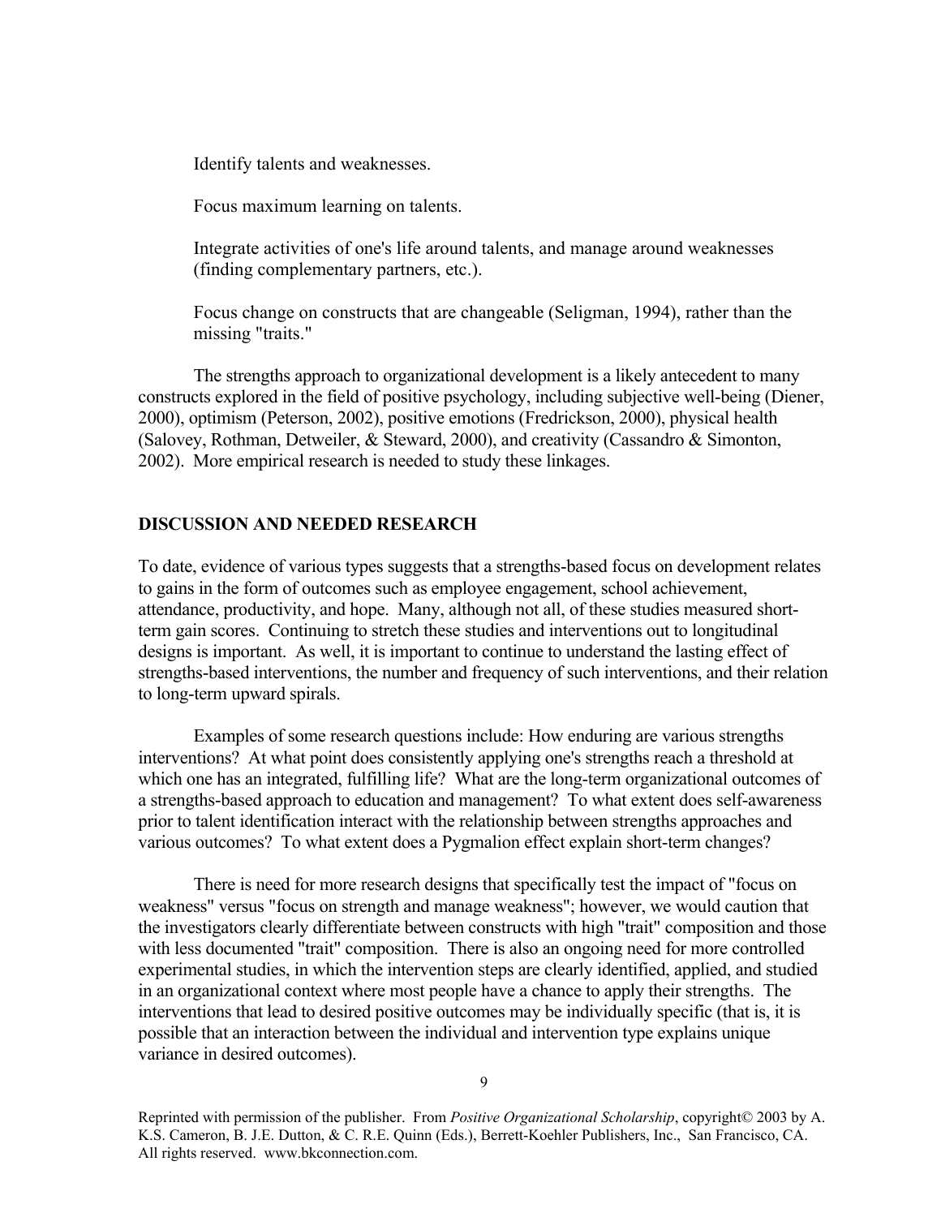Identify talents and weaknesses.

Focus maximum learning on talents.

Integrate activities of one's life around talents, and manage around weaknesses (finding complementary partners, etc.).

Focus change on constructs that are changeable (Seligman, 1994), rather than the missing "traits."

The strengths approach to organizational development is a likely antecedent to many constructs explored in the field of positive psychology, including subjective well-being (Diener, 2000), optimism (Peterson, 2002), positive emotions (Fredrickson, 2000), physical health (Salovey, Rothman, Detweiler, & Steward, 2000), and creativity (Cassandro & Simonton, 2002). More empirical research is needed to study these linkages.

## DISCUSSION AND NEEDED RESEARCH

To date, evidence of various types suggests that a strengths-based focus on development relates to gains in the form of outcomes such as employee engagement, school achievement, attendance, productivity, and hope. Many, although not all, of these studies measured short-term gain scores. Continuing to stretch these studies and interventions out to longitudinal designs is important. As well, it is important to continue to understand the lasting effect of strengths-based interventions, the number and frequency of such interventions, and their relation to long-term upward spirals.

Examples of some research questions include: How enduring are various strengths interventions? At what point does consistently applying one's strengths reach a threshold at which one has an integrated, fulfilling life? What are the long-term organizational outcomes of a strengths-based approach to education and management? To what extent does self-awareness prior to talent identification interact with the relationship between strengths approaches and various outcomes? To what extent does a Pygmalion effect explain short-term changes?

There is need for more research designs that specifically test the impact of "focus on weakness" versus "focus on strength and manage weakness"; however, we would caution that the investigators clearly differentiate between constructs with high "trait" composition and those with less documented "trait" composition. There is also an ongoing need for more controlled experimental studies, in which the intervention steps are clearly identified, applied, and studied in an organizational context where most people have a chance to apply their strengths. The interventions that lead to desired positive outcomes may be individually specific (that is, it is possible that an interaction between the individual and intervention type explains unique variance in desired outcomes).

Reprinted with permission of the publisher. From *Positive Organizational Scholarship*, copyright© 2003 by A. K.S. Cameron, B. J.E. Dutton, & C. R.E. Quinn (Eds.), Berrett-Koehler Publishers, Inc., San Francisco, CA. All rights reserved. www.bkconnection.com.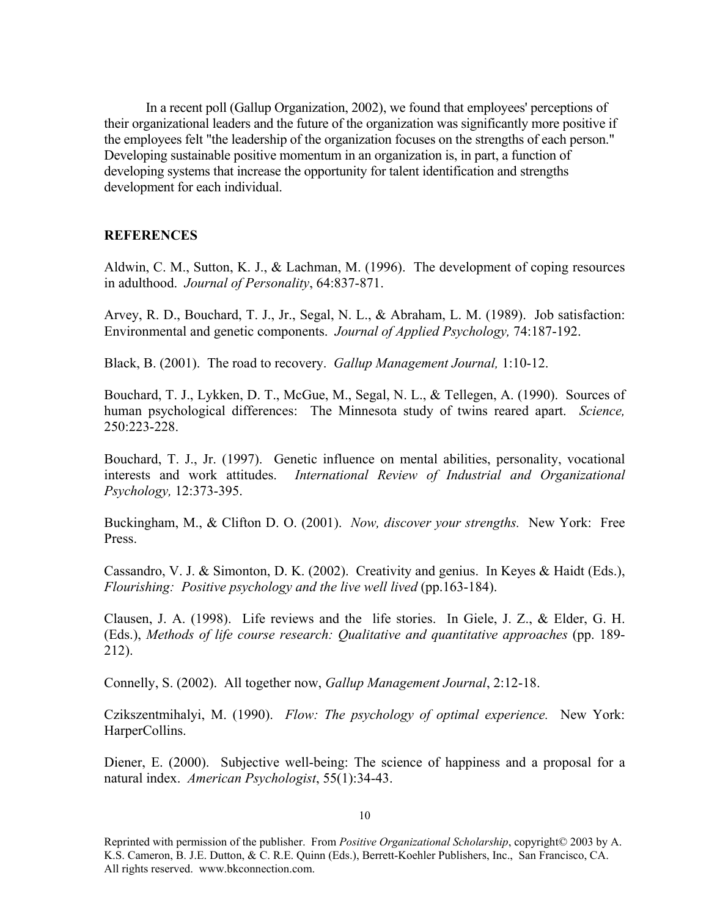In a recent poll (Gallup Organization, 2002), we found that employees' perceptions of their organizational leaders and the future of the organization was significantly more positive if the employees felt "the leadership of the organization focuses on the strengths of each person." Developing sustainable positive momentum in an organization is, in part, a function of developing systems that increase the opportunity for talent identification and strengths development for each individual.

## REFERENCES

Aldwin, C. M., Sutton, K. J., & Lachman, M. (1996). The development of coping resources in adulthood. *Journal of Personality*, 64:837-871.

Arvey, R. D., Bouchard, T. J., Jr., Segal, N. L., & Abraham, L. M. (1989). Job satisfaction: Environmental and genetic components. *Journal of Applied Psychology,* 74:187-192.

Black, B. (2001). The road to recovery. *Gallup Management Journal,* 1:10-12.

Bouchard, T. J., Lykken, D. T., McGue, M., Segal, N. L., & Tellegen, A. (1990). Sources of human psychological differences: The Minnesota study of twins reared apart. *Science,* 250:223-228.

Bouchard, T. J., Jr. (1997). Genetic influence on mental abilities, personality, vocational interests and work attitudes. *International Review of Industrial and Organizational Psychology,* 12:373-395.

Buckingham, M., & Clifton D. O. (2001). *Now, discover your strengths.* New York: Free Press.

Cassandro, V. J. & Simonton, D. K. (2002). Creativity and genius. In Keyes & Haidt (Eds.), *Flourishing: Positive psychology and the live well lived* (pp.163-184).

Clausen, J. A. (1998). Life reviews and the life stories. In Giele, J. Z., & Elder, G. H. (Eds.), *Methods of life course research: Qualitative and quantitative approaches* (pp. 189-212).

Connelly, S. (2002). All together now, *Gallup Management Journal*, 2:12-18.

Czikszentmihalyi, M. (1990). *Flow: The psychology of optimal experience.* New York: HarperCollins.

Diener, E. (2000). Subjective well-being: The science of happiness and a proposal for a natural index. *American Psychologist*, 55(1):34-43.

Reprinted with permission of the publisher. From *Positive Organizational Scholarship*, copyright© 2003 by A. K.S. Cameron, B. J.E. Dutton, & C. R.E. Quinn (Eds.), Berrett-Koehler Publishers, Inc., San Francisco, CA. All rights reserved. www.bkconnection.com.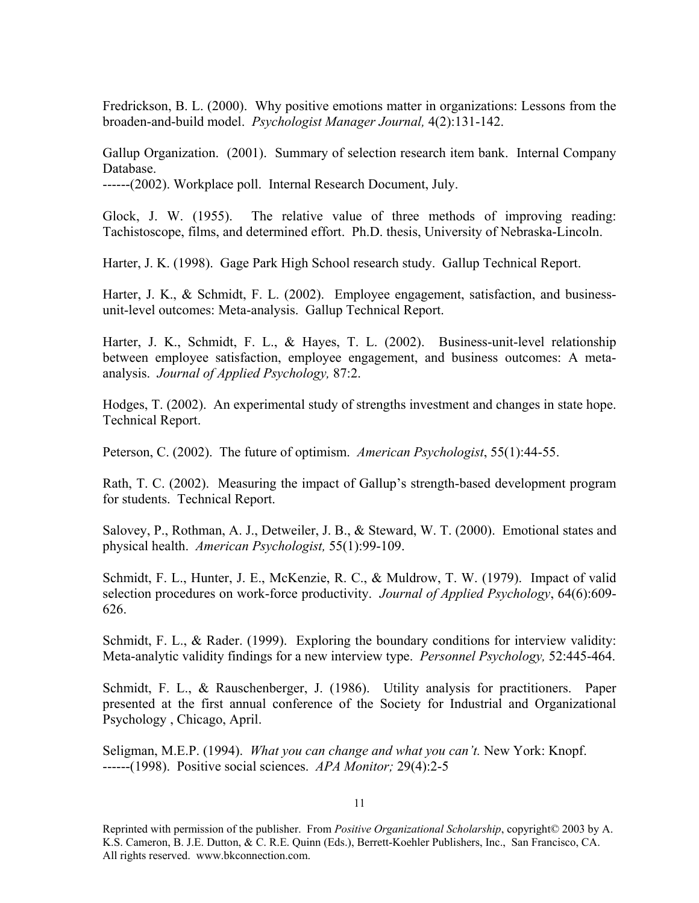Fredrickson, B. L. (2000). Why positive emotions matter in organizations: Lessons from the broaden-and-build model. *Psychologist Manager Journal,* 4(2):131-142.

Gallup Organization. (2001). Summary of selection research item bank. Internal Company Database.
------(2002). Workplace poll. Internal Research Document, July.

Glock, J. W. (1955). The relative value of three methods of improving reading: Tachistoscope, films, and determined effort. Ph.D. thesis, University of Nebraska-Lincoln.

Harter, J. K. (1998). Gage Park High School research study. Gallup Technical Report.

Harter, J. K., & Schmidt, F. L. (2002). Employee engagement, satisfaction, and business-unit-level outcomes: Meta-analysis. Gallup Technical Report.

Harter, J. K., Schmidt, F. L., & Hayes, T. L. (2002). Business-unit-level relationship between employee satisfaction, employee engagement, and business outcomes: A meta-analysis. *Journal of Applied Psychology,* 87:2.

Hodges, T. (2002). An experimental study of strengths investment and changes in state hope. Technical Report.

Peterson, C. (2002). The future of optimism. *American Psychologist*, 55(1):44-55.

Rath, T. C. (2002). Measuring the impact of Gallup's strength-based development program for students. Technical Report.

Salovey, P., Rothman, A. J., Detweiler, J. B., & Steward, W. T. (2000). Emotional states and physical health. *American Psychologist,* 55(1):99-109.

Schmidt, F. L., Hunter, J. E., McKenzie, R. C., & Muldrow, T. W. (1979). Impact of valid selection procedures on work-force productivity. *Journal of Applied Psychology*, 64(6):609-626.

Schmidt, F. L., & Rader. (1999). Exploring the boundary conditions for interview validity: Meta-analytic validity findings for a new interview type. *Personnel Psychology,* 52:445-464.

Schmidt, F. L., & Rauschenberger, J. (1986). Utility analysis for practitioners. Paper presented at the first annual conference of the Society for Industrial and Organizational Psychology , Chicago, April.

Seligman, M.E.P. (1994). *What you can change and what you can't.* New York: Knopf.
------(1998). Positive social sciences. *APA Monitor;* 29(4):2-5

Reprinted with permission of the publisher. From *Positive Organizational Scholarship*, copyright© 2003 by A. K.S. Cameron, B. J.E. Dutton, & C. R.E. Quinn (Eds.), Berrett-Koehler Publishers, Inc., San Francisco, CA. All rights reserved. www.bkconnection.com.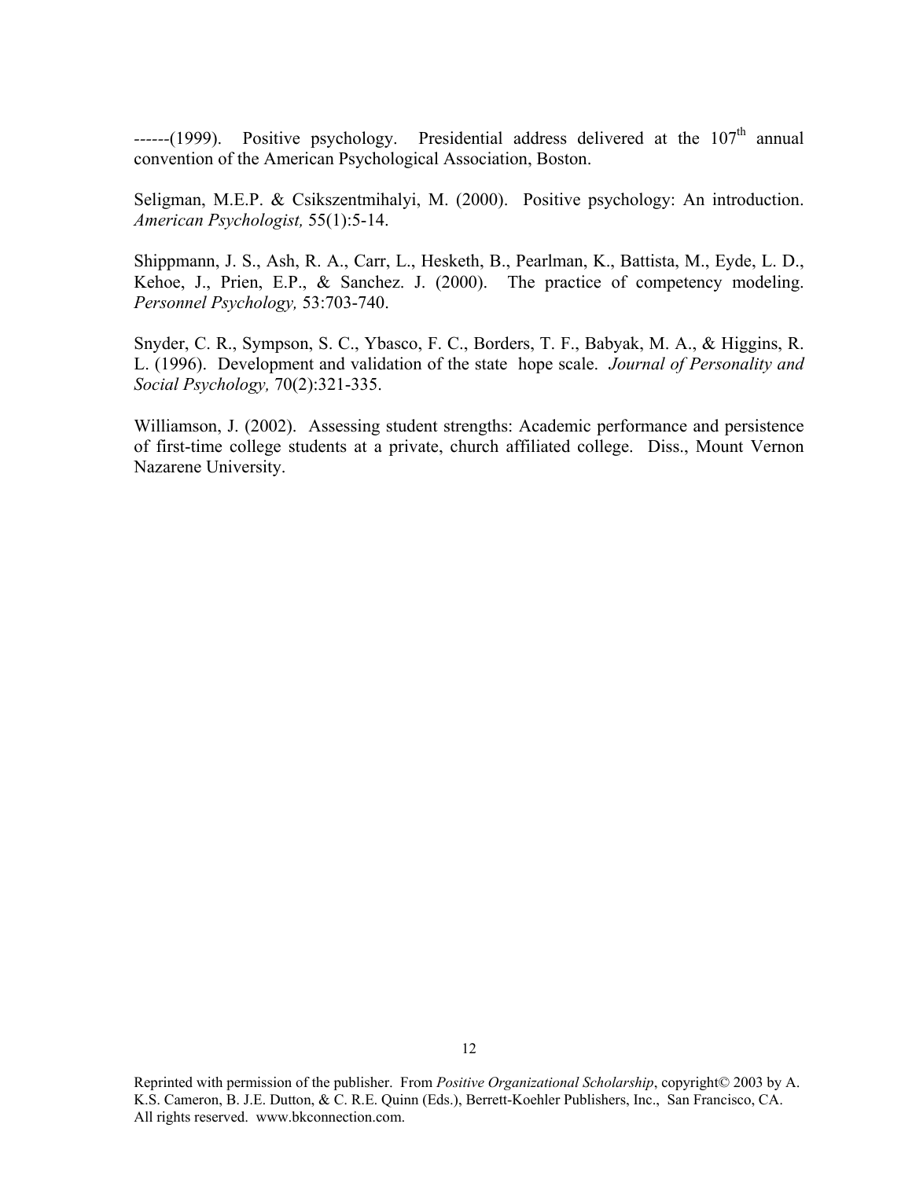------(1999). Positive psychology. Presidential address delivered at the 107th annual convention of the American Psychological Association, Boston.

Seligman, M.E.P. & Csikszentmihalyi, M. (2000). Positive psychology: An introduction. *American Psychologist,* 55(1):5-14.

Shippmann, J. S., Ash, R. A., Carr, L., Hesketh, B., Pearlman, K., Battista, M., Eyde, L. D., Kehoe, J., Prien, E.P., & Sanchez. J. (2000). The practice of competency modeling. *Personnel Psychology,* 53:703-740.

Snyder, C. R., Sympson, S. C., Ybasco, F. C., Borders, T. F., Babyak, M. A., & Higgins, R. L. (1996). Development and validation of the state hope scale. *Journal of Personality and Social Psychology,* 70(2):321-335.

Williamson, J. (2002). Assessing student strengths: Academic performance and persistence of first-time college students at a private, church affiliated college. Diss., Mount Vernon Nazarene University.

Reprinted with permission of the publisher. From *Positive Organizational Scholarship*, copyright© 2003 by A. K.S. Cameron, B. J.E. Dutton, & C. R.E. Quinn (Eds.), Berrett-Koehler Publishers, Inc., San Francisco, CA. All rights reserved. www.bkconnection.com.